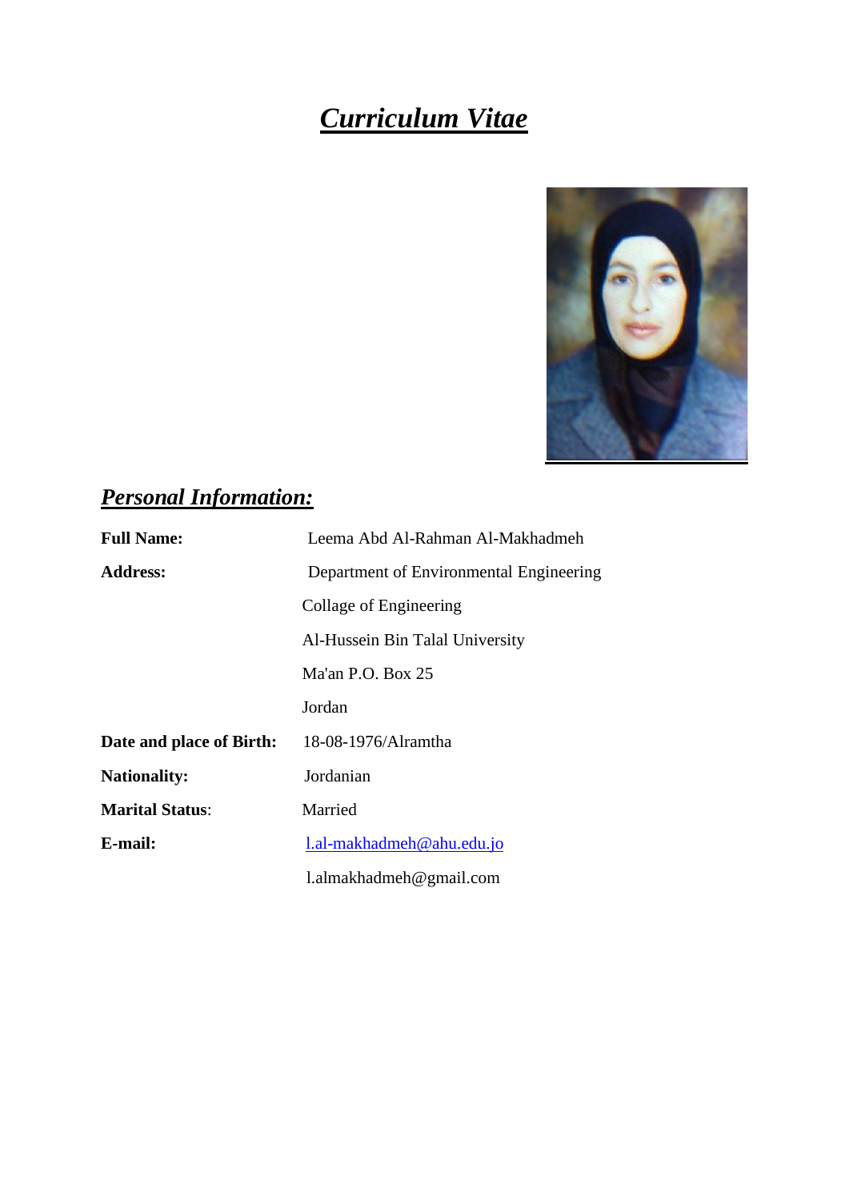# ***Curriculum Vitae***

## ***Personal Information:***

| | |
|---|---|
| **Full Name:** | Leema Abd Al-Rahman Al-Makhadmeh |
| **Address:** | Department of Environmental Engineering |
| | Collage of Engineering |
| | Al-Hussein Bin Talal University |
| | Ma'an P.O. Box 25 |
| | Jordan |
| **Date and place of Birth:** | 18-08-1976/Alramtha |
| **Nationality:** | Jordanian |
| **Marital Status**: | Married |
| **E-mail:** | l.al-makhadmeh@ahu.edu.jo |
| | l.almakhadmeh@gmail.com |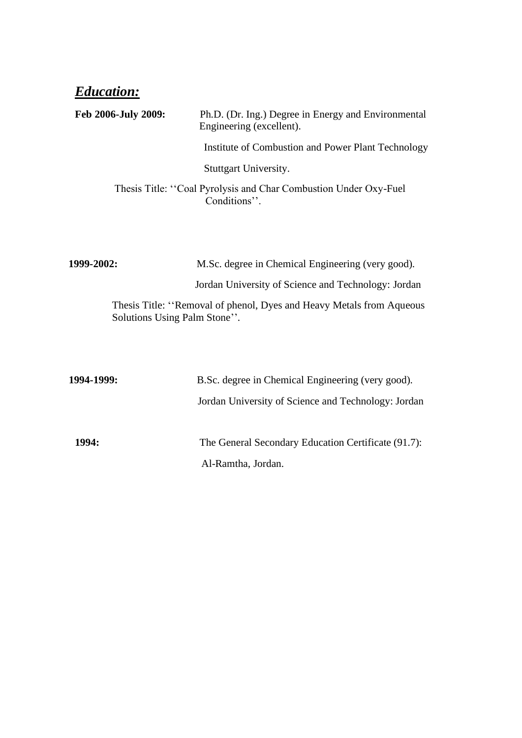## ***Education:***

**Feb 2006-July 2009:** Ph.D. (Dr. Ing.) Degree in Energy and Environmental Engineering (excellent).

Institute of Combustion and Power Plant Technology

Stuttgart University.

Thesis Title: ''Coal Pyrolysis and Char Combustion Under Oxy-Fuel Conditions''.

**1999-2002:** M.Sc. degree in Chemical Engineering (very good).

Jordan University of Science and Technology: Jordan

Thesis Title: ''Removal of phenol, Dyes and Heavy Metals from Aqueous Solutions Using Palm Stone''.

**1994-1999:** B.Sc. degree in Chemical Engineering (very good).

Jordan University of Science and Technology: Jordan

**1994:** The General Secondary Education Certificate (91.7):

Al-Ramtha, Jordan.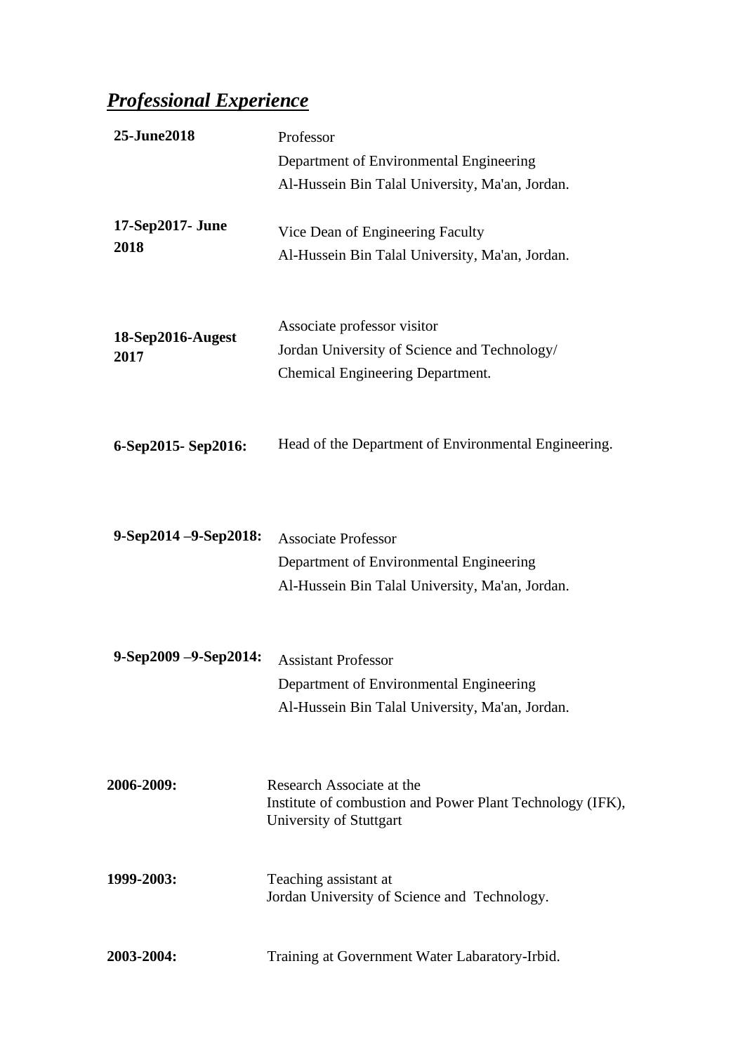## ***Professional Experience***

**25-June2018**

Professor
Department of Environmental Engineering
Al-Hussein Bin Talal University, Ma'an, Jordan.

**17-Sep2017- June 2018**

Vice Dean of Engineering Faculty
Al-Hussein Bin Talal University, Ma'an, Jordan.

**18-Sep2016-Augest 2017**

Associate professor visitor
Jordan University of Science and Technology/
Chemical Engineering Department.

**6-Sep2015- Sep2016:**

Head of the Department of Environmental Engineering.

**9-Sep2014 –9-Sep2018:**

Associate Professor
Department of Environmental Engineering
Al-Hussein Bin Talal University, Ma'an, Jordan.

**9-Sep2009 –9-Sep2014:**

Assistant Professor
Department of Environmental Engineering
Al-Hussein Bin Talal University, Ma'an, Jordan.

**2006-2009:**

Research Associate at the
Institute of combustion and Power Plant Technology (IFK),
University of Stuttgart

**1999-2003:**

Teaching assistant at
Jordan University of Science and Technology.

**2003-2004:**

Training at Government Water Labaratory-Irbid.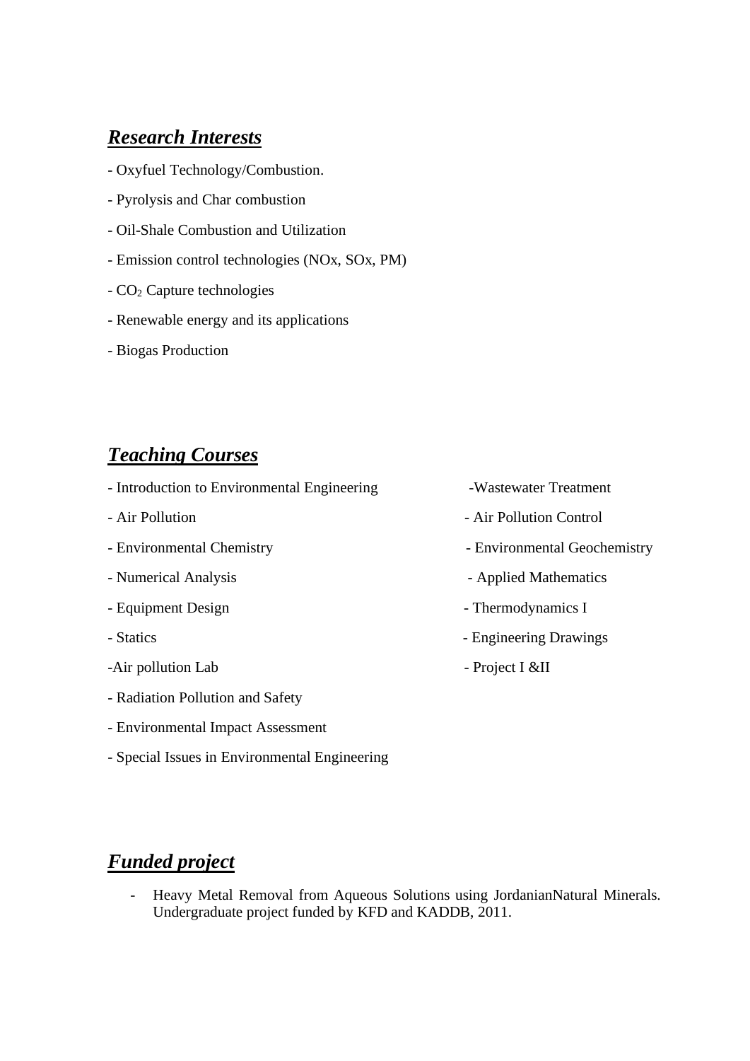## ***Research Interests***

- Oxyfuel Technology/Combustion.
- Pyrolysis and Char combustion
- Oil-Shale Combustion and Utilization
- Emission control technologies (NOx, SOx, PM)
- $CO_2$ Capture technologies
- Renewable energy and its applications
- Biogas Production

## ***Teaching Courses***

- Introduction to Environmental Engineering
- Air Pollution
- Environmental Chemistry
- Numerical Analysis
- Equipment Design
- Statics
- Air pollution Lab
- Radiation Pollution and Safety
- Environmental Impact Assessment
- Special Issues in Environmental Engineering
- Wastewater Treatment
- Air Pollution Control
- Environmental Geochemistry
- Applied Mathematics
- Thermodynamics I
- Engineering Drawings
- Project I &II

## ***Funded project***

- Heavy Metal Removal from Aqueous Solutions using JordanianNatural Minerals. Undergraduate project funded by KFD and KADDB, 2011.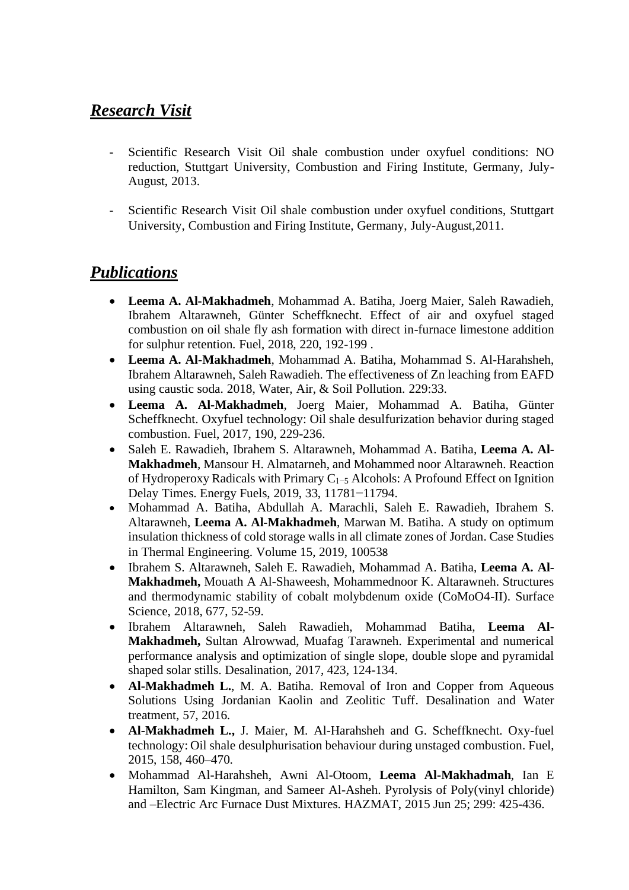## ***Research Visit***

- Scientific Research Visit Oil shale combustion under oxyfuel conditions: NO reduction, Stuttgart University, Combustion and Firing Institute, Germany, July-August, 2013.

- Scientific Research Visit Oil shale combustion under oxyfuel conditions, Stuttgart University, Combustion and Firing Institute, Germany, July-August,2011.

## ***Publications***

- **Leema A. Al-Makhadmeh**, Mohammad A. Batiha, Joerg Maier, Saleh Rawadieh, Ibrahem Altarawneh, Günter Scheffknecht. Effect of air and oxyfuel staged combustion on oil shale fly ash formation with direct in-furnace limestone addition for sulphur retention. Fuel, 2018, 220, 192-199 .
- **Leema A. Al-Makhadmeh**, Mohammad A. Batiha, Mohammad S. Al-Harahsheh, Ibrahem Altarawneh, Saleh Rawadieh. The effectiveness of Zn leaching from EAFD using caustic soda. 2018, Water, Air, & Soil Pollution. 229:33.
- **Leema A. Al-Makhadmeh**, Joerg Maier, Mohammad A. Batiha, Günter Scheffknecht. Oxyfuel technology: Oil shale desulfurization behavior during staged combustion. Fuel, 2017, 190, 229-236.
- Saleh E. Rawadieh, Ibrahem S. Altarawneh, Mohammad A. Batiha, **Leema A. Al-Makhadmeh**, Mansour H. Almatarneh, and Mohammed noor Altarawneh. Reaction of Hydroperoxy Radicals with Primary $C_{1-5}$ Alcohols: A Profound Effect on Ignition Delay Times. Energy Fuels, 2019, 33, 11781−11794.
- Mohammad A. Batiha, Abdullah A. Marachli, Saleh E. Rawadieh, Ibrahem S. Altarawneh, **Leema A. Al-Makhadmeh**, Marwan M. Batiha. A study on optimum insulation thickness of cold storage walls in all climate zones of Jordan. Case Studies in Thermal Engineering. Volume 15, 2019, 100538
- Ibrahem S. Altarawneh, Saleh E. Rawadieh, Mohammad A. Batiha, **Leema A. Al-Makhadmeh,** Mouath A Al-Shaweesh, Mohammednoor K. Altarawneh. Structures and thermodynamic stability of cobalt molybdenum oxide (CoMoO4-II). Surface Science, 2018, 677, 52-59.
- Ibrahem Altarawneh, Saleh Rawadieh, Mohammad Batiha, **Leema Al-Makhadmeh,** Sultan Alrowwad, Muafag Tarawneh. Experimental and numerical performance analysis and optimization of single slope, double slope and pyramidal shaped solar stills. Desalination, 2017, 423, 124-134.
- **Al-Makhadmeh L.**, M. A. Batiha. Removal of Iron and Copper from Aqueous Solutions Using Jordanian Kaolin and Zeolitic Tuff. Desalination and Water treatment, 57, 2016.
- **Al-Makhadmeh L.,** J. Maier, M. Al-Harahsheh and G. Scheffknecht. Oxy-fuel technology: Oil shale desulphurisation behaviour during unstaged combustion. Fuel, 2015, 158, 460–470.
- Mohammad Al-Harahsheh, Awni Al-Otoom, **Leema Al-Makhadmah**, Ian E Hamilton, Sam Kingman, and Sameer Al-Asheh. Pyrolysis of Poly(vinyl chloride) and –Electric Arc Furnace Dust Mixtures. HAZMAT, 2015 Jun 25; 299: 425-436.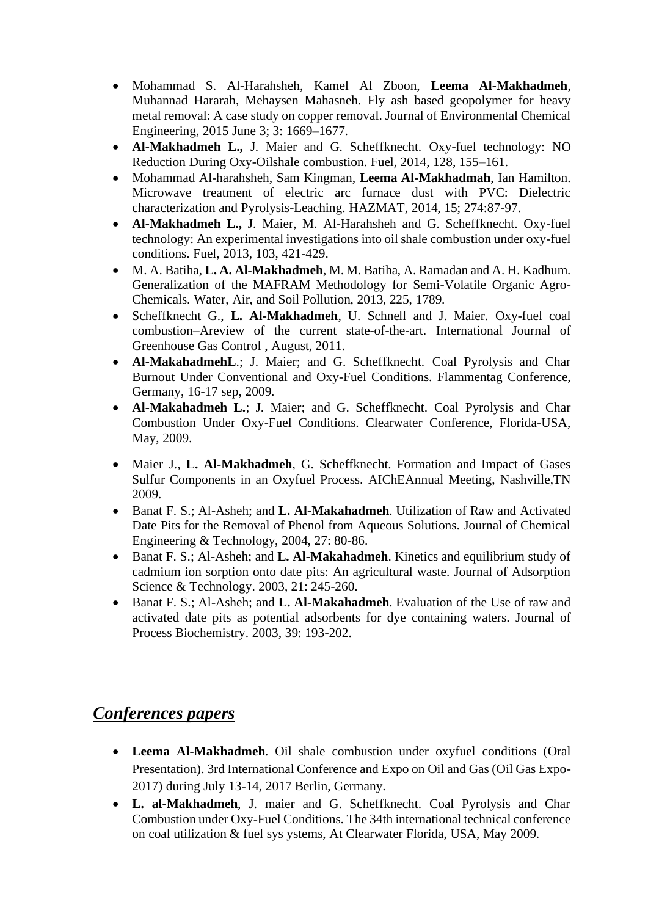- Mohammad S. Al-Harahsheh, Kamel Al Zboon, **Leema Al-Makhadmeh**, Muhannad Hararah, Mehaysen Mahasneh. Fly ash based geopolymer for heavy metal removal: A case study on copper removal. Journal of Environmental Chemical Engineering, 2015 June 3; 3: 1669–1677.
- **Al-Makhadmeh L.,** J. Maier and G. Scheffknecht. Oxy-fuel technology: NO Reduction During Oxy-Oilshale combustion. Fuel, 2014, 128, 155–161.
- Mohammad Al-harahsheh, Sam Kingman, **Leema Al-Makhadmah**, Ian Hamilton. Microwave treatment of electric arc furnace dust with PVC: Dielectric characterization and Pyrolysis-Leaching. HAZMAT, 2014, 15; 274:87-97.
- **Al-Makhadmeh L.,** J. Maier, M. Al-Harahsheh and G. Scheffknecht. Oxy-fuel technology: An experimental investigations into oil shale combustion under oxy-fuel conditions. Fuel, 2013, 103, 421-429.
- M. A. Batiha, **L. A. Al-Makhadmeh**, M. M. Batiha, A. Ramadan and A. H. Kadhum. Generalization of the MAFRAM Methodology for Semi-Volatile Organic Agro-Chemicals. Water, Air, and Soil Pollution, 2013, 225, 1789.
- Scheffknecht G., **L. Al-Makhadmeh**, U. Schnell and J. Maier. Oxy-fuel coal combustion–Areview of the current state-of-the-art. International Journal of Greenhouse Gas Control , August, 2011.
- **Al-MakahadmehL**.; J. Maier; and G. Scheffknecht. Coal Pyrolysis and Char Burnout Under Conventional and Oxy-Fuel Conditions. Flammentag Conference, Germany, 16-17 sep, 2009.
- **Al-Makahadmeh L.**; J. Maier; and G. Scheffknecht. Coal Pyrolysis and Char Combustion Under Oxy-Fuel Conditions. Clearwater Conference, Florida-USA, May, 2009.
- Maier J., **L. Al-Makhadmeh**, G. Scheffknecht. Formation and Impact of Gases Sulfur Components in an Oxyfuel Process. AIChEAnnual Meeting, Nashville,TN 2009.
- Banat F. S.; Al-Asheh; and **L. Al-Makahadmeh**. Utilization of Raw and Activated Date Pits for the Removal of Phenol from Aqueous Solutions. Journal of Chemical Engineering & Technology, 2004, 27: 80-86.
- Banat F. S.; Al-Asheh; and **L. Al-Makahadmeh**. Kinetics and equilibrium study of cadmium ion sorption onto date pits: An agricultural waste. Journal of Adsorption Science & Technology. 2003, 21: 245-260.
- Banat F. S.; Al-Asheh; and **L. Al-Makahadmeh**. Evaluation of the Use of raw and activated date pits as potential adsorbents for dye containing waters. Journal of Process Biochemistry. 2003, 39: 193-202.

## ***Conferences papers***

- **Leema Al-Makhadmeh**. Oil shale combustion under oxyfuel conditions (Oral Presentation). 3rd International Conference and Expo on Oil and Gas (Oil Gas Expo-2017) during July 13-14, 2017 Berlin, Germany.
- **L. al-Makhadmeh**, J. maier and G. Scheffknecht. Coal Pyrolysis and Char Combustion under Oxy-Fuel Conditions. The 34th international technical conference on coal utilization & fuel sys ystems, At Clearwater Florida, USA, May 2009.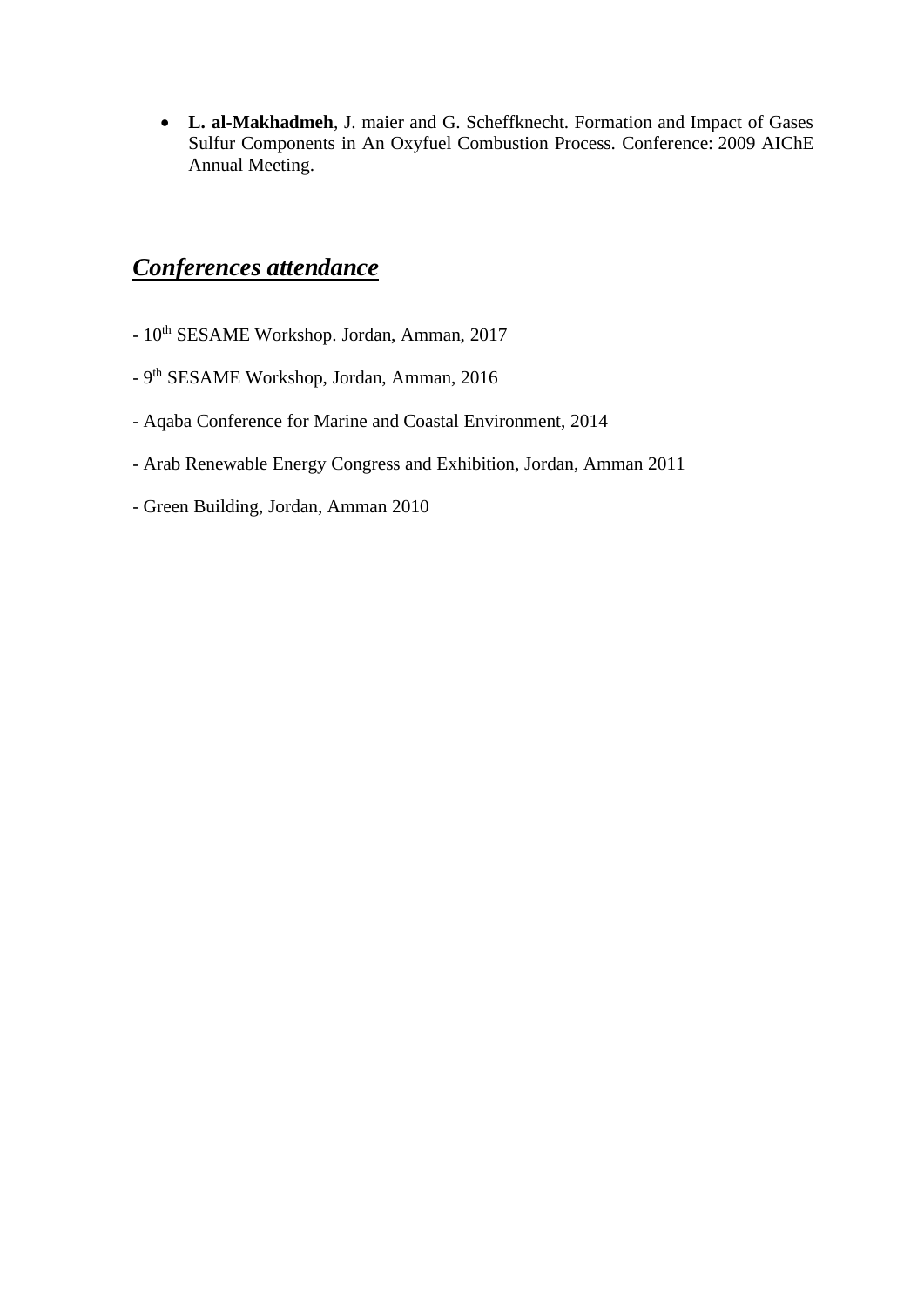- **L. al-Makhadmeh**, J. maier and G. Scheffknecht. Formation and Impact of Gases Sulfur Components in An Oxyfuel Combustion Process. Conference: 2009 AIChE Annual Meeting.

## ***Conferences attendance***

- 10$^{th}$ SESAME Workshop. Jordan, Amman, 2017
- 9$^{th}$ SESAME Workshop, Jordan, Amman, 2016
- Aqaba Conference for Marine and Coastal Environment, 2014
- Arab Renewable Energy Congress and Exhibition, Jordan, Amman 2011
- Green Building, Jordan, Amman 2010